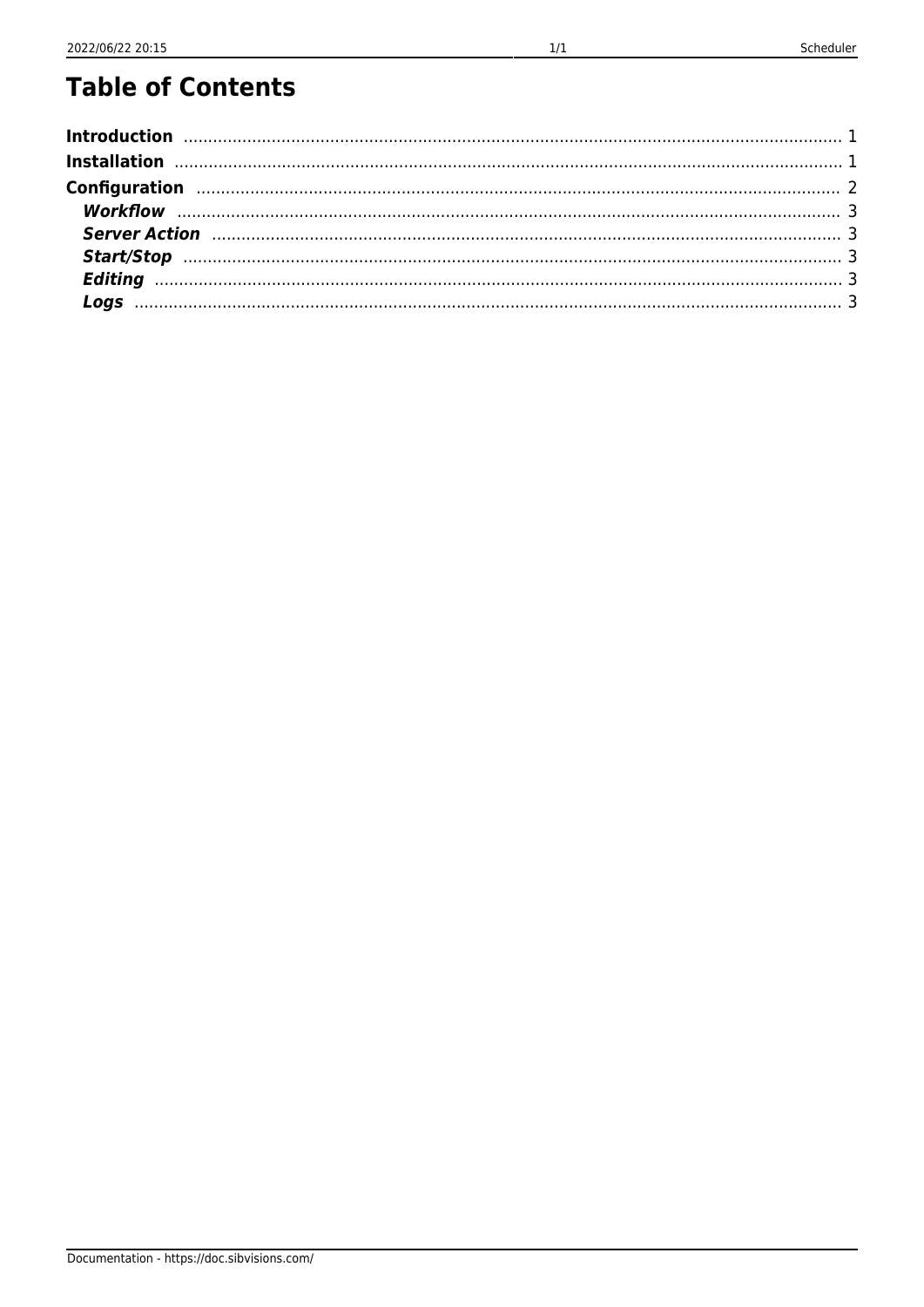# Table of Contents

**Introduction** .......... 1
**Installation** .......... 1
**Configuration** .......... 2
  ***Workflow*** .......... 3
  ***Server Action*** .......... 3
  ***Start/Stop*** .......... 3
  ***Editing*** .......... 3
  ***Logs*** .......... 3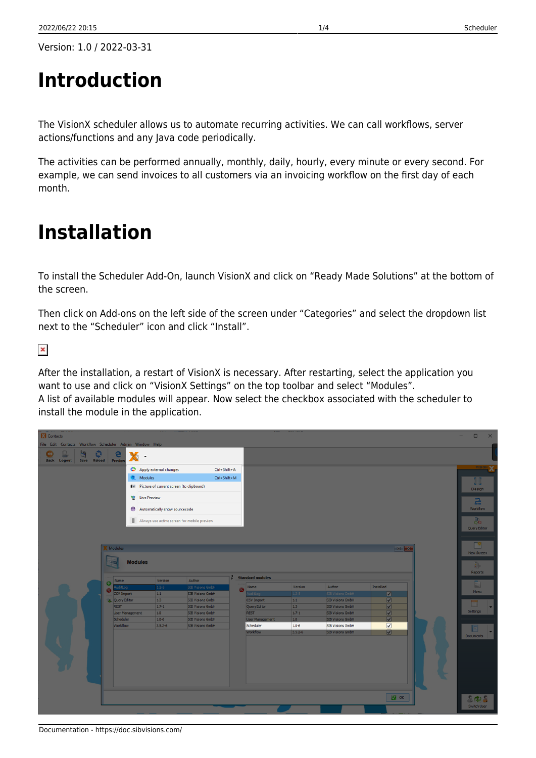Version: 1.0 / 2022-03-31

# Introduction

The VisionX scheduler allows us to automate recurring activities. We can call workflows, server actions/functions and any Java code periodically.

The activities can be performed annually, monthly, daily, hourly, every minute or every second. For example, we can send invoices to all customers via an invoicing workflow on the first day of each month.

# Installation

To install the Scheduler Add-On, launch VisionX and click on “Ready Made Solutions” at the bottom of the screen.

Then click on Add-ons on the left side of the screen under “Categories” and select the dropdown list next to the “Scheduler” icon and click “Install”.

After the installation, a restart of VisionX is necessary. After restarting, select the application you want to use and click on “VisionX Settings” on the top toolbar and select “Modules”.
A list of available modules will appear. Now select the checkbox associated with the scheduler to install the module in the application.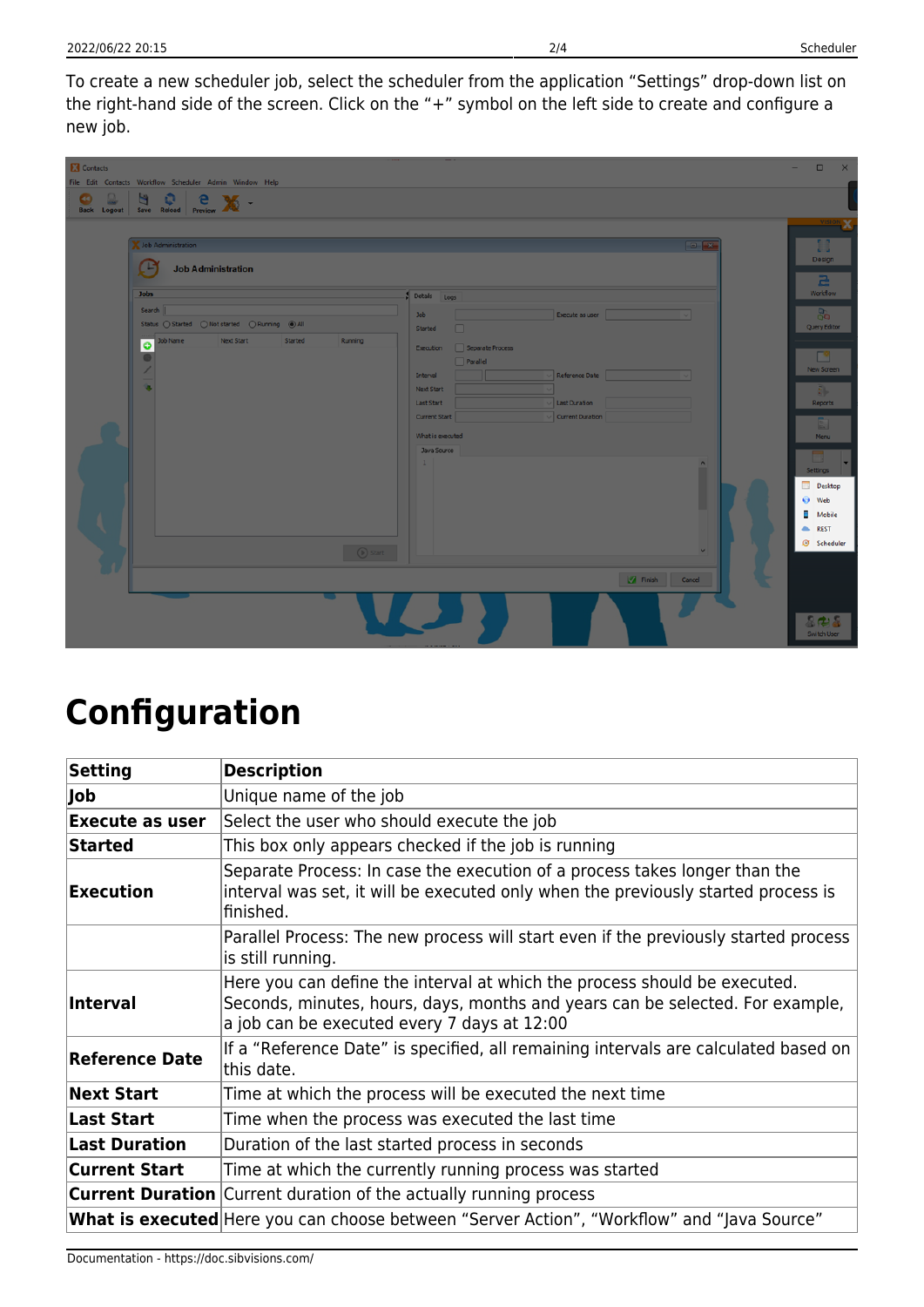To create a new scheduler job, select the scheduler from the application “Settings” drop-down list on the right-hand side of the screen. Click on the “+” symbol on the left side to create and configure a new job.

# Configuration

| Setting | Description |
| --- | --- |
| **Job** | Unique name of the job |
| **Execute as user** | Select the user who should execute the job |
| **Started** | This box only appears checked if the job is running |
| **Execution** | Separate Process: In case the execution of a process takes longer than the interval was set, it will be executed only when the previously started process is finished. |
| | Parallel Process: The new process will start even if the previously started process is still running. |
| **Interval** | Here you can define the interval at which the process should be executed. Seconds, minutes, hours, days, months and years can be selected. For example, a job can be executed every 7 days at 12:00 |
| **Reference Date** | If a “Reference Date” is specified, all remaining intervals are calculated based on this date. |
| **Next Start** | Time at which the process will be executed the next time |
| **Last Start** | Time when the process was executed the last time |
| **Last Duration** | Duration of the last started process in seconds |
| **Current Start** | Time at which the currently running process was started |
| **Current Duration** | Current duration of the actually running process |
| **What is executed** | Here you can choose between “Server Action”, “Workflow” and “Java Source” |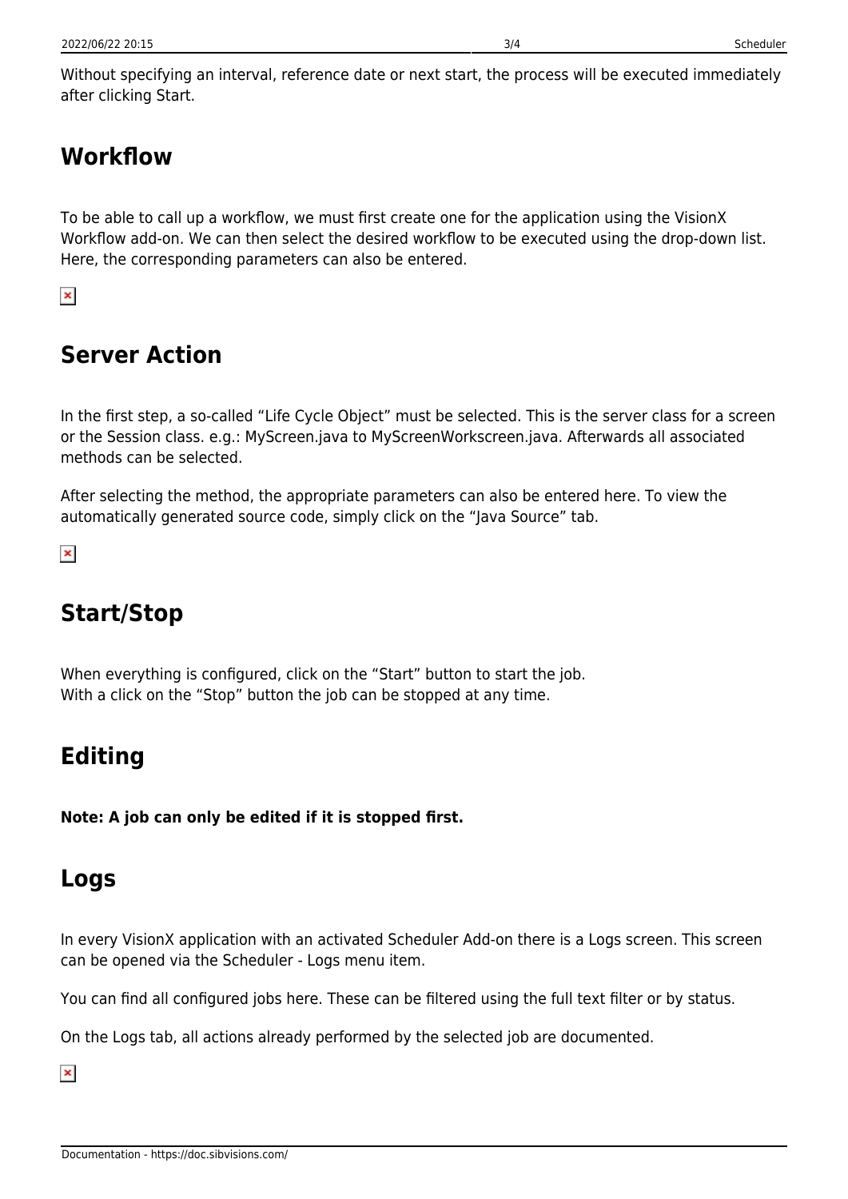Without specifying an interval, reference date or next start, the process will be executed immediately after clicking Start.

## Workflow

To be able to call up a workflow, we must first create one for the application using the VisionX Workflow add-on. We can then select the desired workflow to be executed using the drop-down list. Here, the corresponding parameters can also be entered.

## Server Action

In the first step, a so-called “Life Cycle Object” must be selected. This is the server class for a screen or the Session class. e.g.: MyScreen.java to MyScreenWorkscreen.java. Afterwards all associated methods can be selected.

After selecting the method, the appropriate parameters can also be entered here. To view the automatically generated source code, simply click on the “Java Source” tab.

## Start/Stop

When everything is configured, click on the “Start” button to start the job.
With a click on the “Stop” button the job can be stopped at any time.

## Editing

**Note: A job can only be edited if it is stopped first.**

## Logs

In every VisionX application with an activated Scheduler Add-on there is a Logs screen. This screen can be opened via the Scheduler - Logs menu item.

You can find all configured jobs here. These can be filtered using the full text filter or by status.

On the Logs tab, all actions already performed by the selected job are documented.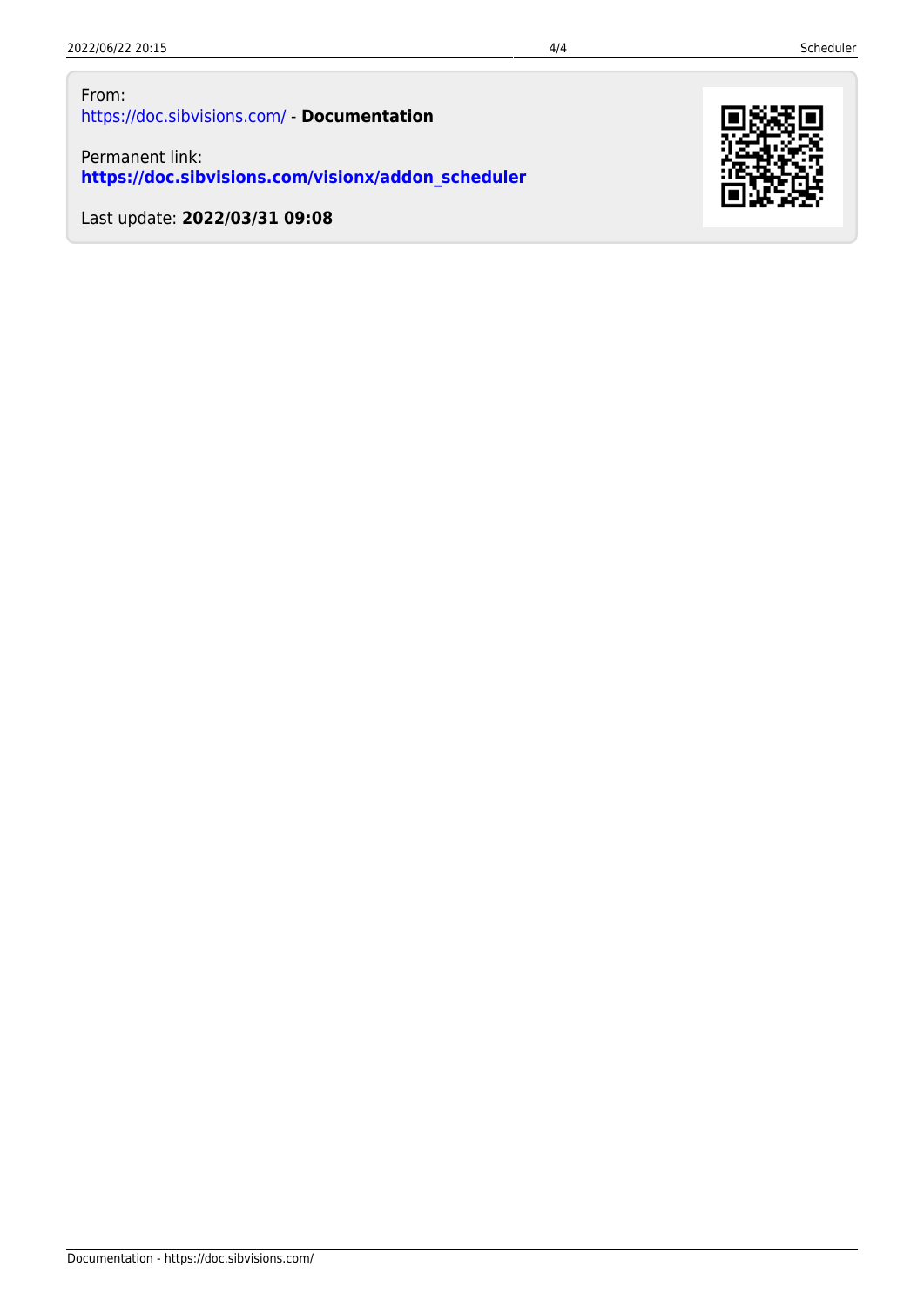From:
https://doc.sibvisions.com/ - **Documentation**

Permanent link:
**https://doc.sibvisions.com/visionx/addon_scheduler**

Last update: **2022/03/31 09:08**